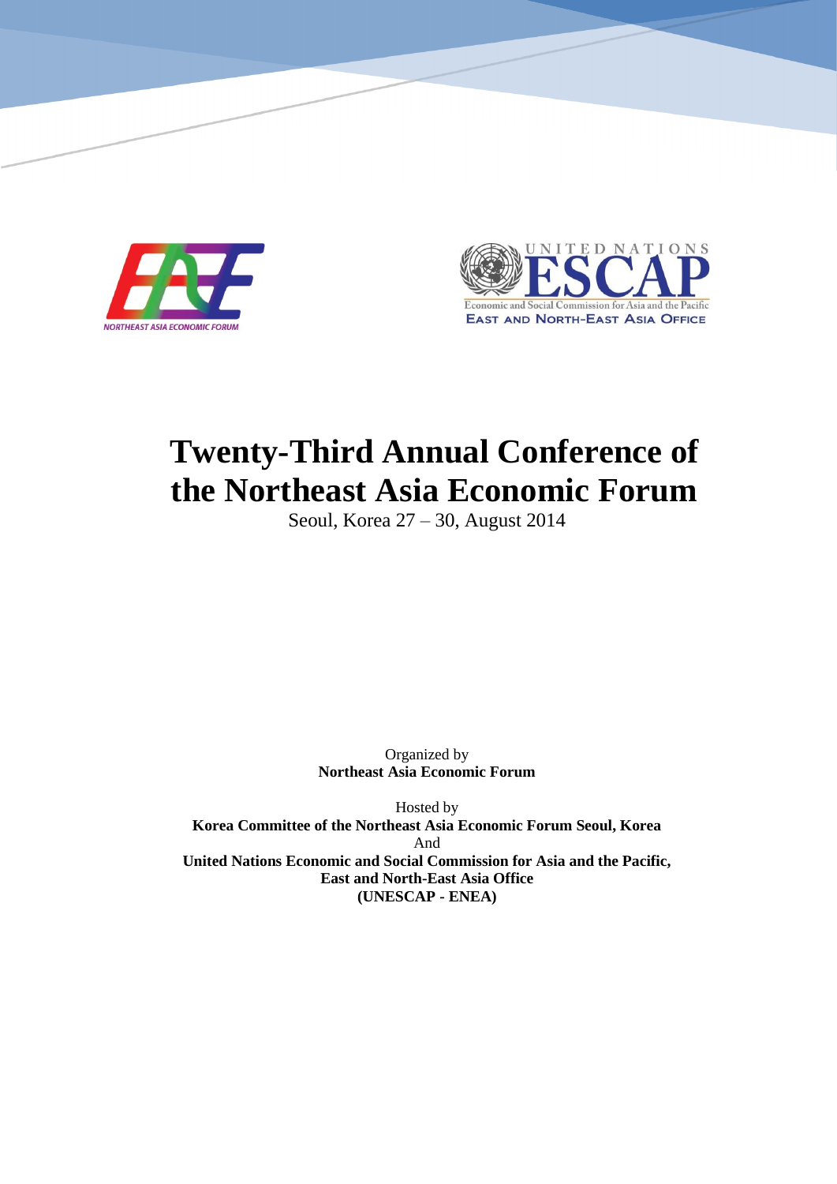NORTHEAST ASIA ECONOMIC FORUM

UNITED NATIONS ESCAP
Economic and Social Commission for Asia and the Pacific
EAST AND NORTH-EAST ASIA OFFICE

# Twenty-Third Annual Conference of the Northeast Asia Economic Forum

Seoul, Korea 27 – 30, August 2014

Organized by
**Northeast Asia Economic Forum**

Hosted by
**Korea Committee of the Northeast Asia Economic Forum Seoul, Korea**
And
**United Nations Economic and Social Commission for Asia and the Pacific, East and North-East Asia Office (UNESCAP - ENEA)**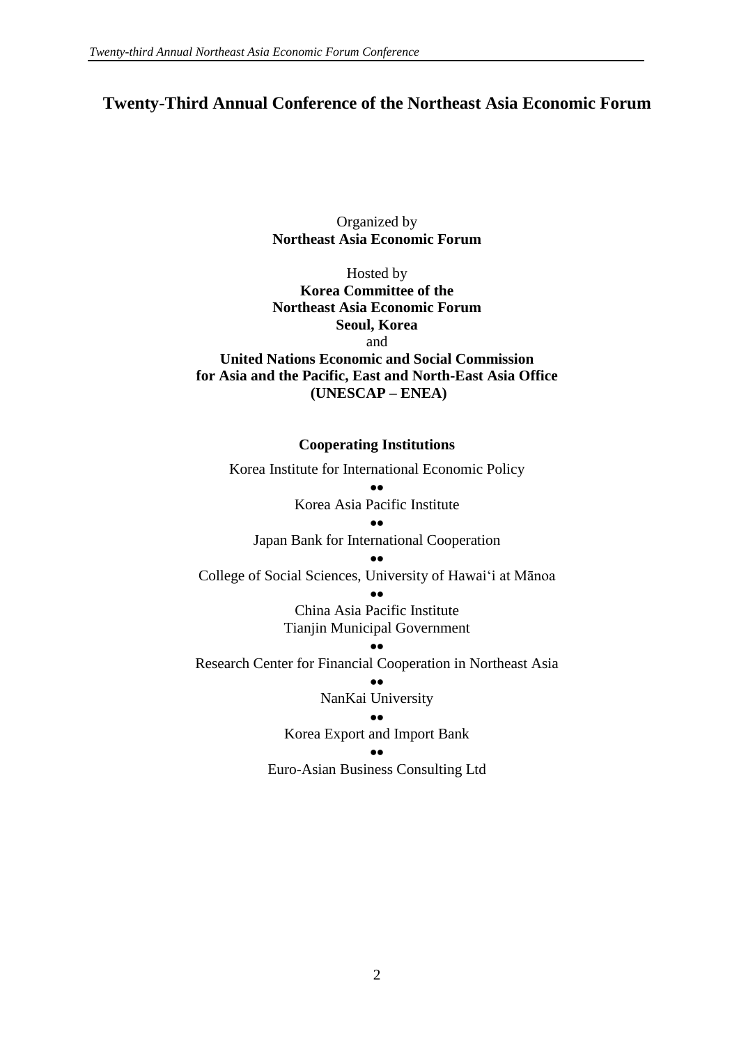# Twenty-Third Annual Conference of the Northeast Asia Economic Forum

Organized by
**Northeast Asia Economic Forum**

Hosted by
**Korea Committee of the**
**Northeast Asia Economic Forum**
**Seoul, Korea**
and
**United Nations Economic and Social Commission**
**for Asia and the Pacific, East and North-East Asia Office**
**(UNESCAP – ENEA)**

**Cooperating Institutions**

Korea Institute for International Economic Policy

••

Korea Asia Pacific Institute

••

Japan Bank for International Cooperation

••

College of Social Sciences, University of Hawai'i at Mānoa

••

China Asia Pacific Institute
Tianjin Municipal Government

••

Research Center for Financial Cooperation in Northeast Asia

••

NanKai University

••

Korea Export and Import Bank

••

Euro-Asian Business Consulting Ltd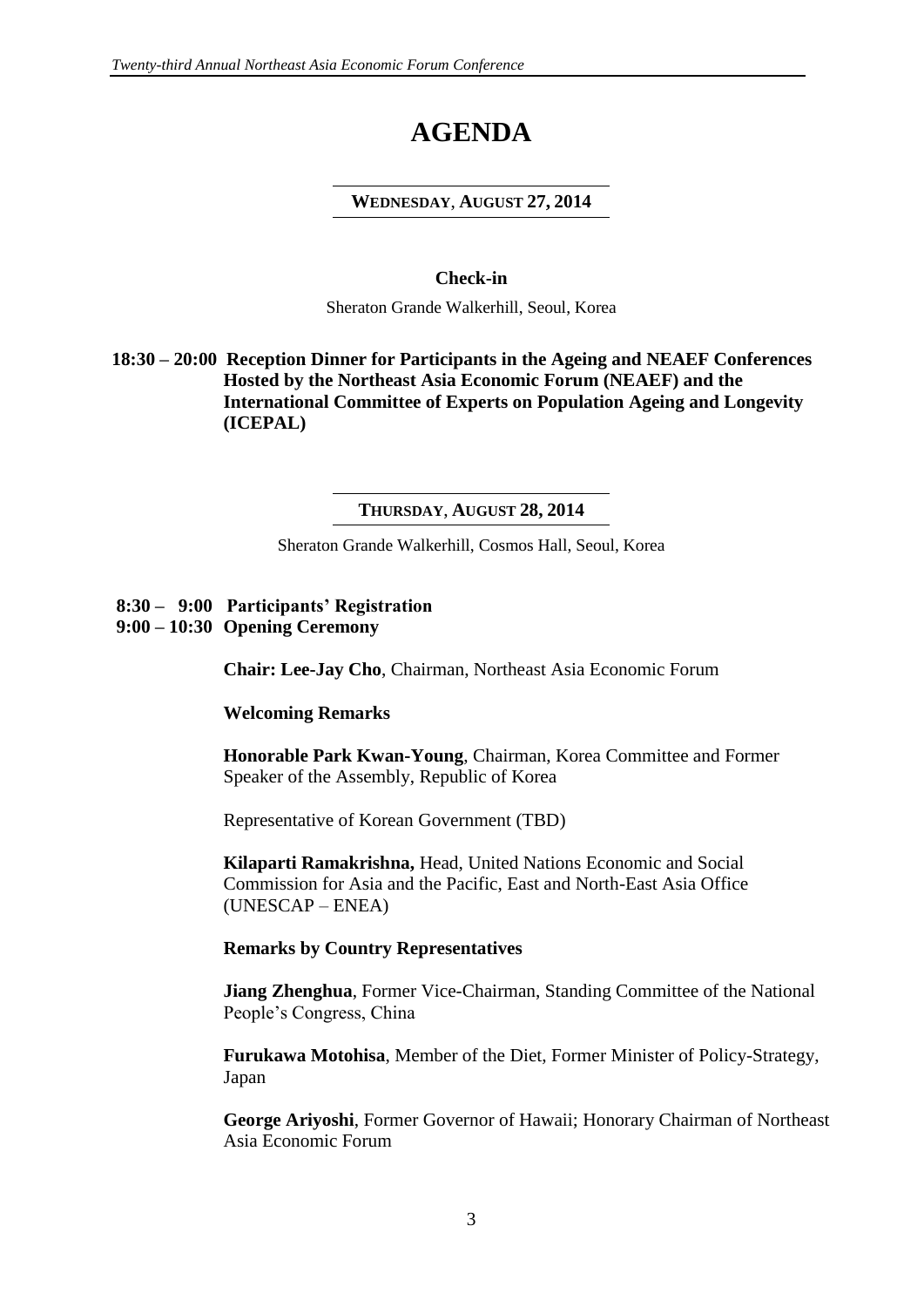# AGENDA

## WEDNESDAY, AUGUST 27, 2014

**Check-in**

Sheraton Grande Walkerhill, Seoul, Korea

**18:30 – 20:00 Reception Dinner for Participants in the Ageing and NEAEF Conferences Hosted by the Northeast Asia Economic Forum (NEAEF) and the International Committee of Experts on Population Ageing and Longevity (ICEPAL)**

## THURSDAY, AUGUST 28, 2014

Sheraton Grande Walkerhill, Cosmos Hall, Seoul, Korea

**8:30 – 9:00 Participants' Registration**

**9:00 – 10:30 Opening Ceremony**

**Chair: Lee-Jay Cho**, Chairman, Northeast Asia Economic Forum

**Welcoming Remarks**

**Honorable Park Kwan-Young**, Chairman, Korea Committee and Former Speaker of the Assembly, Republic of Korea

Representative of Korean Government (TBD)

**Kilaparti Ramakrishna,** Head, United Nations Economic and Social Commission for Asia and the Pacific, East and North-East Asia Office (UNESCAP – ENEA)

**Remarks by Country Representatives**

**Jiang Zhenghua**, Former Vice-Chairman, Standing Committee of the National People's Congress, China

**Furukawa Motohisa**, Member of the Diet, Former Minister of Policy-Strategy, Japan

**George Ariyoshi**, Former Governor of Hawaii; Honorary Chairman of Northeast Asia Economic Forum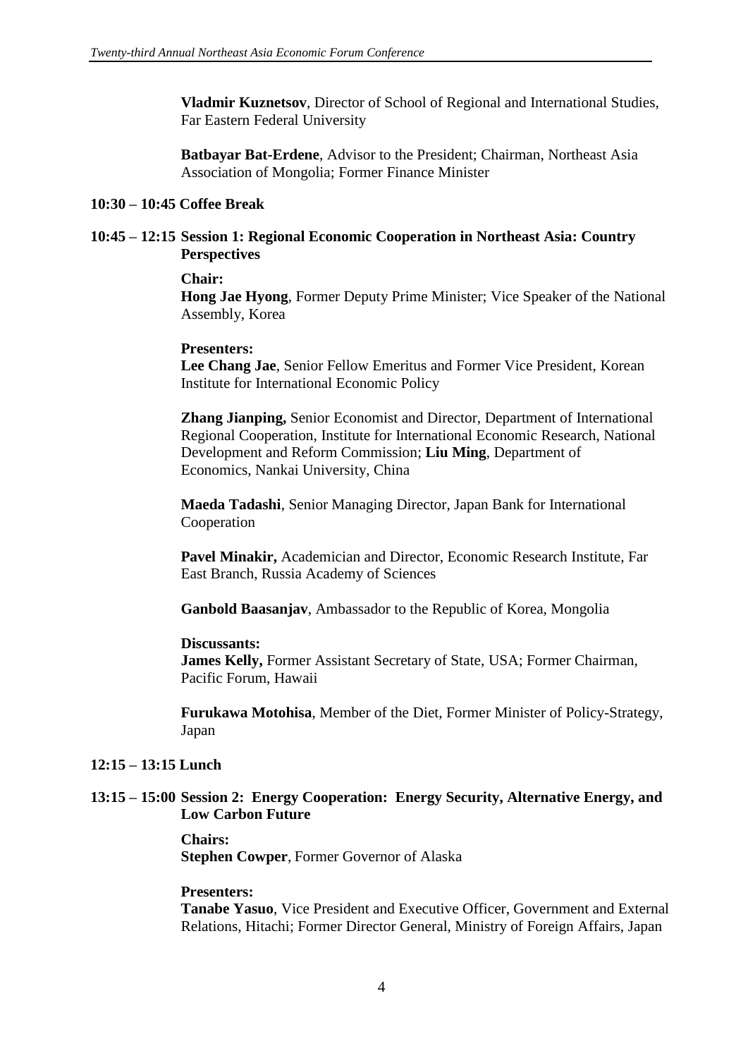**Vladmir Kuznetsov**, Director of School of Regional and International Studies, Far Eastern Federal University

**Batbayar Bat-Erdene**, Advisor to the President; Chairman, Northeast Asia Association of Mongolia; Former Finance Minister

**10:30 – 10:45 Coffee Break**

**10:45 – 12:15 Session 1: Regional Economic Cooperation in Northeast Asia: Country Perspectives**

**Chair:**
**Hong Jae Hyong**, Former Deputy Prime Minister; Vice Speaker of the National Assembly, Korea

**Presenters:**
**Lee Chang Jae**, Senior Fellow Emeritus and Former Vice President, Korean Institute for International Economic Policy

**Zhang Jianping,** Senior Economist and Director, Department of International Regional Cooperation, Institute for International Economic Research, National Development and Reform Commission; **Liu Ming**, Department of Economics, Nankai University, China

**Maeda Tadashi**, Senior Managing Director, Japan Bank for International Cooperation

**Pavel Minakir,** Academician and Director, Economic Research Institute, Far East Branch, Russia Academy of Sciences

**Ganbold Baasanjav**, Ambassador to the Republic of Korea, Mongolia

**Discussants:**
**James Kelly,** Former Assistant Secretary of State, USA; Former Chairman, Pacific Forum, Hawaii

**Furukawa Motohisa**, Member of the Diet, Former Minister of Policy-Strategy, Japan

**12:15 – 13:15 Lunch**

**13:15 – 15:00 Session 2: Energy Cooperation: Energy Security, Alternative Energy, and Low Carbon Future**

**Chairs:**
**Stephen Cowper**, Former Governor of Alaska

**Presenters:**
**Tanabe Yasuo**, Vice President and Executive Officer, Government and External Relations, Hitachi; Former Director General, Ministry of Foreign Affairs, Japan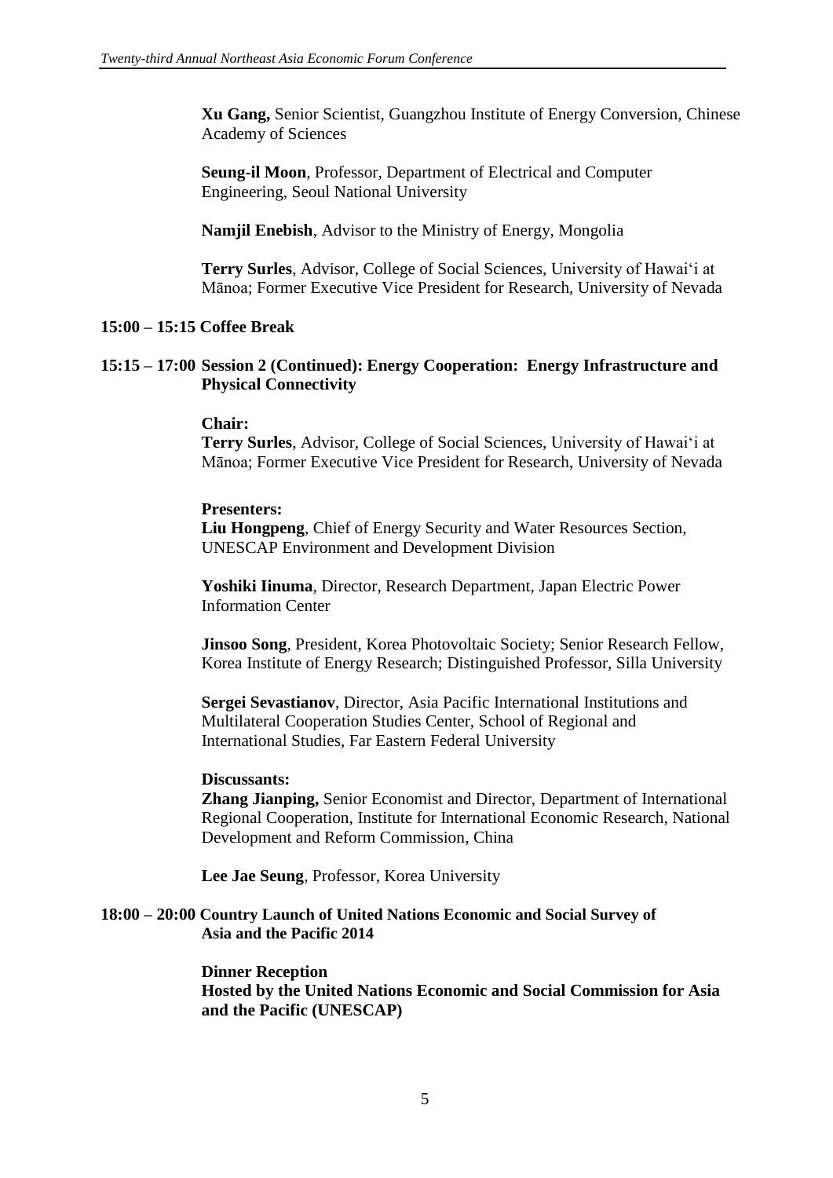**Xu Gang,** Senior Scientist, Guangzhou Institute of Energy Conversion, Chinese Academy of Sciences

**Seung-il Moon**, Professor, Department of Electrical and Computer Engineering, Seoul National University

**Namjil Enebish**, Advisor to the Ministry of Energy, Mongolia

**Terry Surles**, Advisor, College of Social Sciences, University of Hawai'i at Mānoa; Former Executive Vice President for Research, University of Nevada

**15:00 – 15:15 Coffee Break**

**15:15 – 17:00 Session 2 (Continued): Energy Cooperation: Energy Infrastructure and Physical Connectivity**

**Chair:**
**Terry Surles**, Advisor, College of Social Sciences, University of Hawai'i at Mānoa; Former Executive Vice President for Research, University of Nevada

**Presenters:**
**Liu Hongpeng**, Chief of Energy Security and Water Resources Section, UNESCAP Environment and Development Division

**Yoshiki Iinuma**, Director, Research Department, Japan Electric Power Information Center

**Jinsoo Song**, President, Korea Photovoltaic Society; Senior Research Fellow, Korea Institute of Energy Research; Distinguished Professor, Silla University

**Sergei Sevastianov**, Director, Asia Pacific International Institutions and Multilateral Cooperation Studies Center, School of Regional and International Studies, Far Eastern Federal University

**Discussants:**
**Zhang Jianping,** Senior Economist and Director, Department of International Regional Cooperation, Institute for International Economic Research, National Development and Reform Commission, China

**Lee Jae Seung**, Professor, Korea University

**18:00 – 20:00 Country Launch of United Nations Economic and Social Survey of Asia and the Pacific 2014**

**Dinner Reception**
**Hosted by the United Nations Economic and Social Commission for Asia and the Pacific (UNESCAP)**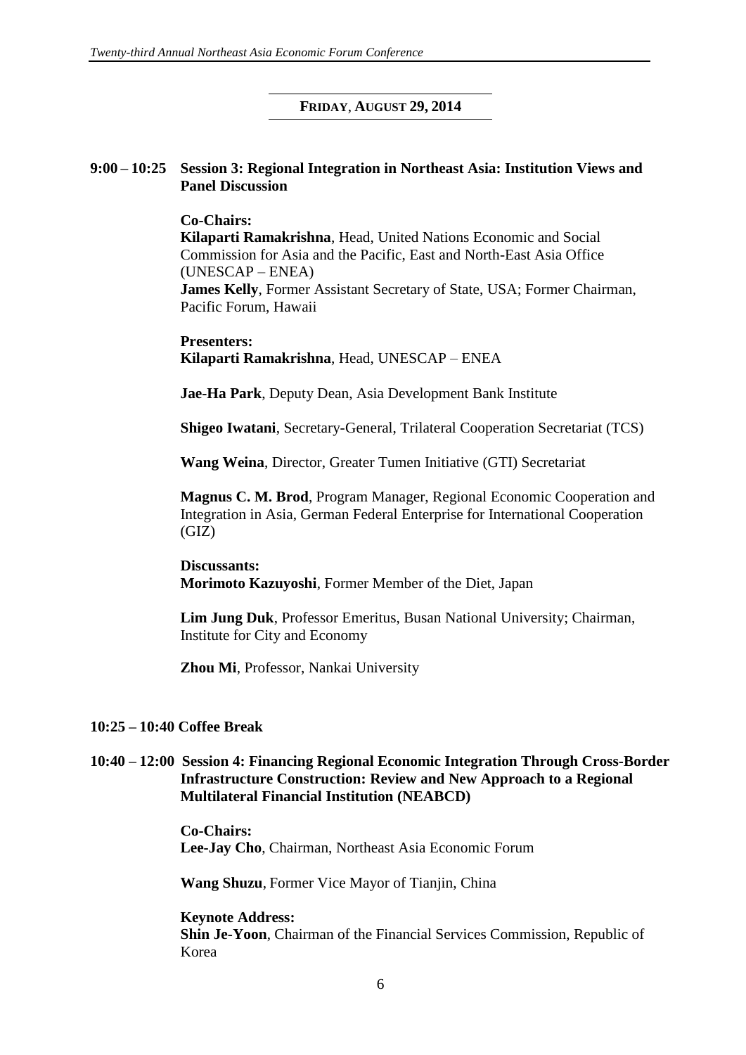**FRIDAY, AUGUST 29, 2014**

**9:00 – 10:25 Session 3: Regional Integration in Northeast Asia: Institution Views and Panel Discussion**

**Co-Chairs:**
**Kilaparti Ramakrishna**, Head, United Nations Economic and Social Commission for Asia and the Pacific, East and North-East Asia Office (UNESCAP – ENEA)
**James Kelly**, Former Assistant Secretary of State, USA; Former Chairman, Pacific Forum, Hawaii

**Presenters:**
**Kilaparti Ramakrishna**, Head, UNESCAP – ENEA

**Jae-Ha Park**, Deputy Dean, Asia Development Bank Institute

**Shigeo Iwatani**, Secretary-General, Trilateral Cooperation Secretariat (TCS)

**Wang Weina**, Director, Greater Tumen Initiative (GTI) Secretariat

**Magnus C. M. Brod**, Program Manager, Regional Economic Cooperation and Integration in Asia, German Federal Enterprise for International Cooperation (GIZ)

**Discussants:**
**Morimoto Kazuyoshi**, Former Member of the Diet, Japan

**Lim Jung Duk**, Professor Emeritus, Busan National University; Chairman, Institute for City and Economy

**Zhou Mi**, Professor, Nankai University

**10:25 – 10:40 Coffee Break**

**10:40 – 12:00 Session 4: Financing Regional Economic Integration Through Cross-Border Infrastructure Construction: Review and New Approach to a Regional Multilateral Financial Institution (NEABCD)**

**Co-Chairs:**
**Lee-Jay Cho**, Chairman, Northeast Asia Economic Forum

**Wang Shuzu**, Former Vice Mayor of Tianjin, China

**Keynote Address:**
**Shin Je-Yoon**, Chairman of the Financial Services Commission, Republic of Korea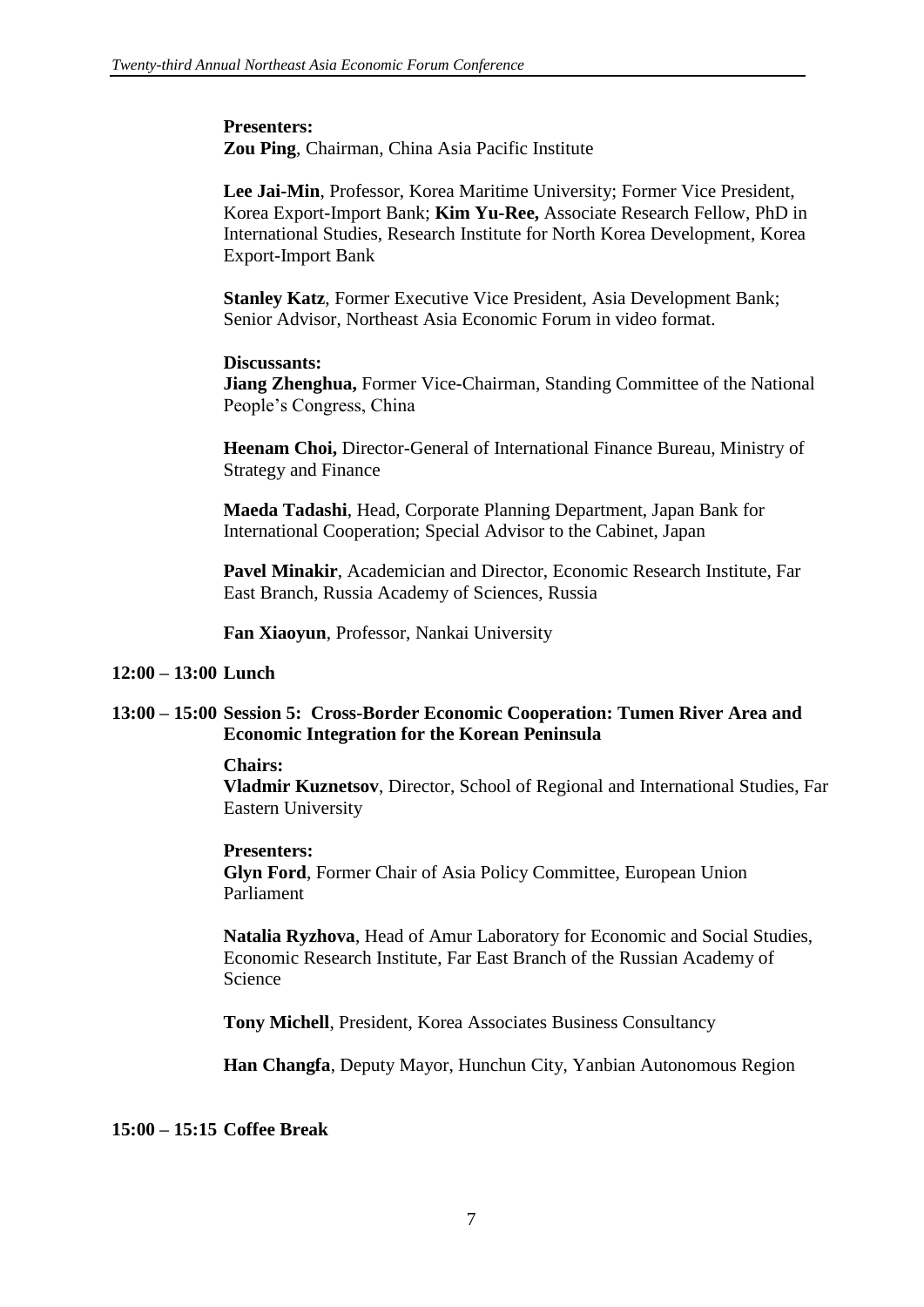**Presenters:**
**Zou Ping**, Chairman, China Asia Pacific Institute

**Lee Jai-Min**, Professor, Korea Maritime University; Former Vice President, Korea Export-Import Bank; **Kim Yu-Ree,** Associate Research Fellow, PhD in International Studies, Research Institute for North Korea Development, Korea Export-Import Bank

**Stanley Katz**, Former Executive Vice President, Asia Development Bank; Senior Advisor, Northeast Asia Economic Forum in video format.

**Discussants:**
**Jiang Zhenghua,** Former Vice-Chairman, Standing Committee of the National People's Congress, China

**Heenam Choi,** Director-General of International Finance Bureau, Ministry of Strategy and Finance

**Maeda Tadashi**, Head, Corporate Planning Department, Japan Bank for International Cooperation; Special Advisor to the Cabinet, Japan

**Pavel Minakir**, Academician and Director, Economic Research Institute, Far East Branch, Russia Academy of Sciences, Russia

**Fan Xiaoyun**, Professor, Nankai University

**12:00 – 13:00 Lunch**

**13:00 – 15:00 Session 5: Cross-Border Economic Cooperation: Tumen River Area and Economic Integration for the Korean Peninsula**

**Chairs:**
**Vladmir Kuznetsov**, Director, School of Regional and International Studies, Far Eastern University

**Presenters:**
**Glyn Ford**, Former Chair of Asia Policy Committee, European Union Parliament

**Natalia Ryzhova**, Head of Amur Laboratory for Economic and Social Studies, Economic Research Institute, Far East Branch of the Russian Academy of Science

**Tony Michell**, President, Korea Associates Business Consultancy

**Han Changfa**, Deputy Mayor, Hunchun City, Yanbian Autonomous Region

**15:00 – 15:15 Coffee Break**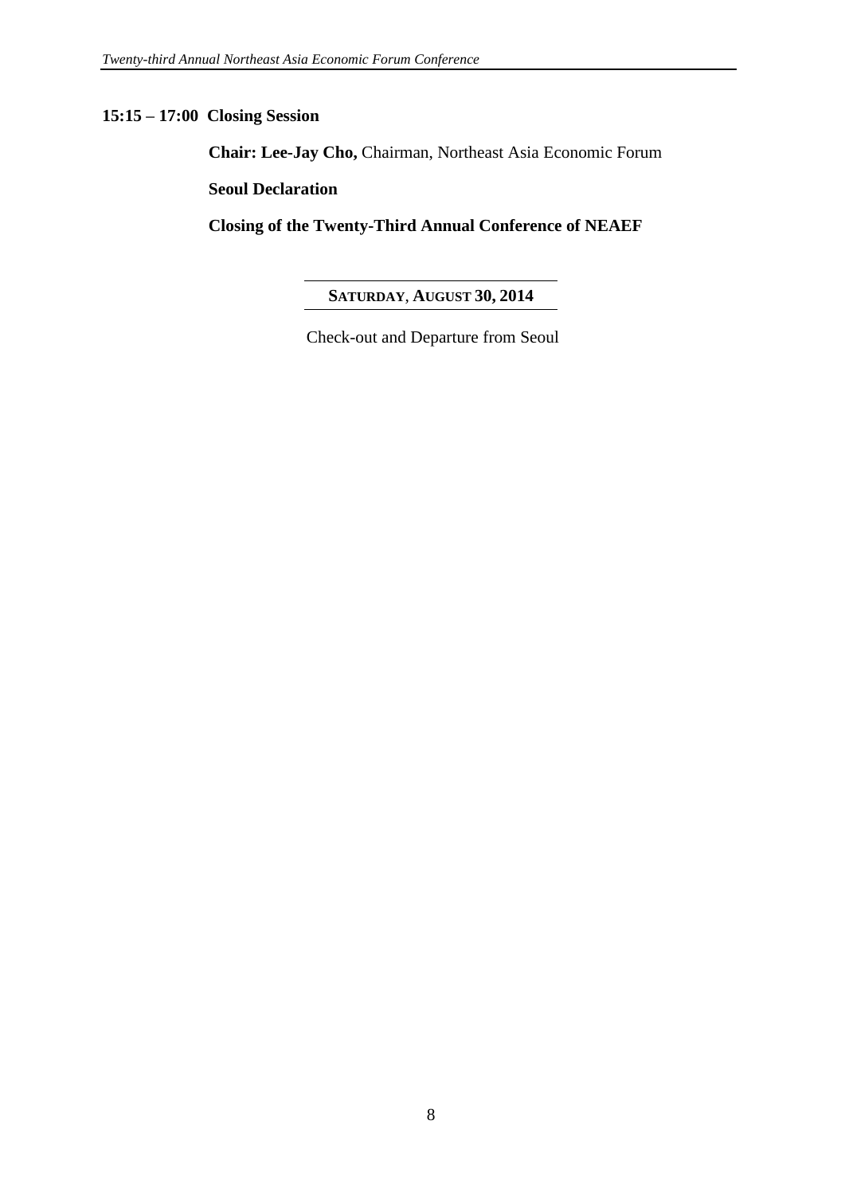**15:15 – 17:00 Closing Session**

**Chair: Lee-Jay Cho,** Chairman, Northeast Asia Economic Forum

**Seoul Declaration**

**Closing of the Twenty-Third Annual Conference of NEAEF**

---

**SATURDAY, AUGUST 30, 2014**

---

Check-out and Departure from Seoul